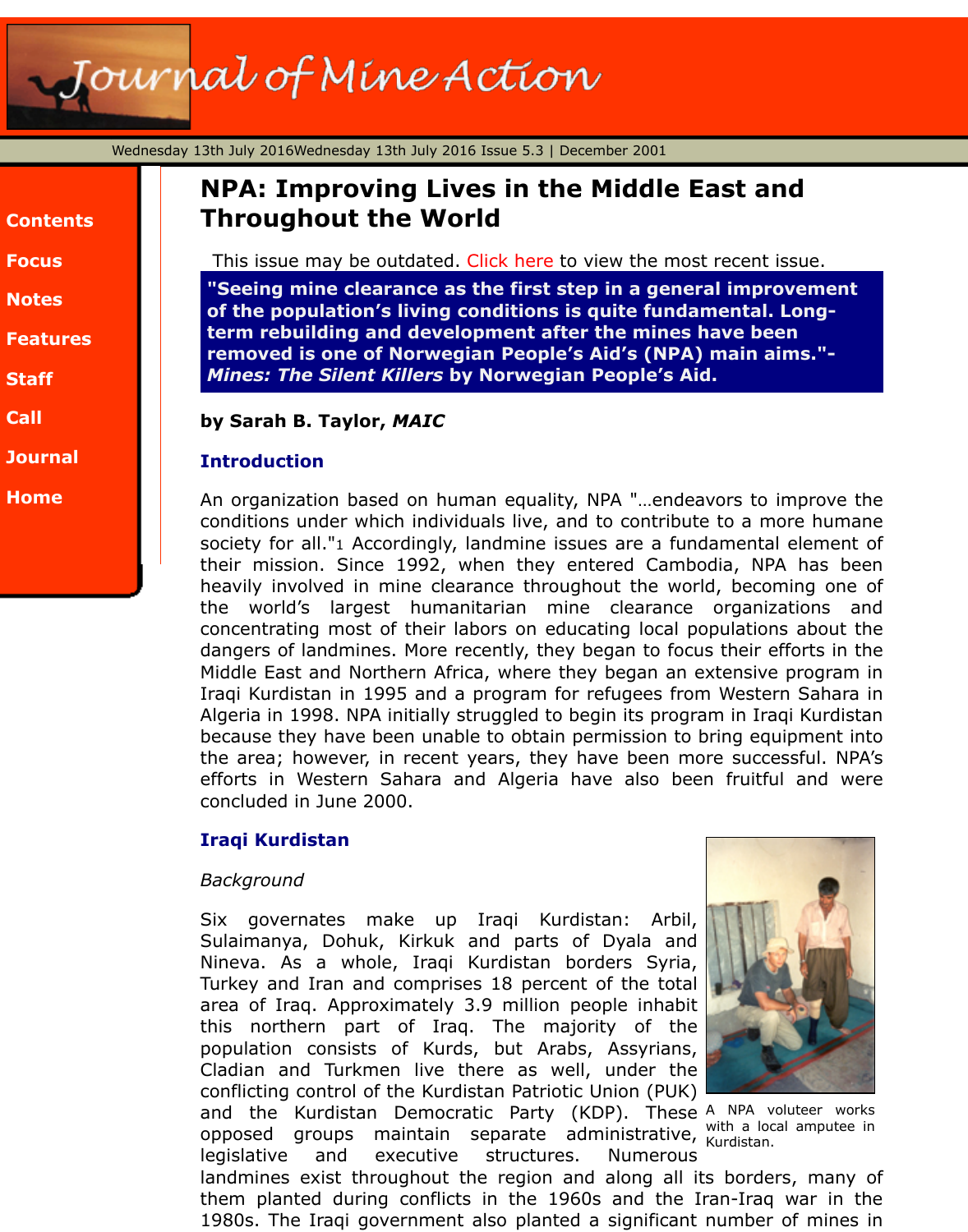# NPA: Improving Lives in the Middle East and Throughout the World

This issue may be outdated. Click here to view the most recent issue.

**"Seeing mine clearance as the first step in a general improvement of the population's living conditions is quite fundamental. Long-term rebuilding and development after the mines have been removed is one of Norwegian People's Aid's (NPA) main aims."- *Mines: The Silent Killers* by Norwegian People's Aid.**

**by Sarah B. Taylor, *MAIC***

## Introduction

An organization based on human equality, NPA "…endeavors to improve the conditions under which individuals live, and to contribute to a more humane society for all."[1] Accordingly, landmine issues are a fundamental element of their mission. Since 1992, when they entered Cambodia, NPA has been heavily involved in mine clearance throughout the world, becoming one of the world's largest humanitarian mine clearance organizations and concentrating most of their labors on educating local populations about the dangers of landmines. More recently, they began to focus their efforts in the Middle East and Northern Africa, where they began an extensive program in Iraqi Kurdistan in 1995 and a program for refugees from Western Sahara in Algeria in 1998. NPA initially struggled to begin its program in Iraqi Kurdistan because they have been unable to obtain permission to bring equipment into the area; however, in recent years, they have been more successful. NPA's efforts in Western Sahara and Algeria have also been fruitful and were concluded in June 2000.

## Iraqi Kurdistan

*Background*

Six governates make up Iraqi Kurdistan: Arbil, Sulaimanya, Dohuk, Kirkuk and parts of Dyala and Nineva. As a whole, Iraqi Kurdistan borders Syria, Turkey and Iran and comprises 18 percent of the total area of Iraq. Approximately 3.9 million people inhabit this northern part of Iraq. The majority of the population consists of Kurds, but Arabs, Assyrians, Cladian and Turkmen live there as well, under the conflicting control of the Kurdistan Patriotic Union (PUK) and the Kurdistan Democratic Party (KDP). These opposed groups maintain separate administrative, legislative and executive structures. Numerous landmines exist throughout the region and along all its borders, many of them planted during conflicts in the 1960s and the Iran-Iraq war in the 1980s. The Iraqi government also planted a significant number of mines in

A NPA voluteer works with a local amputee in Kurdistan.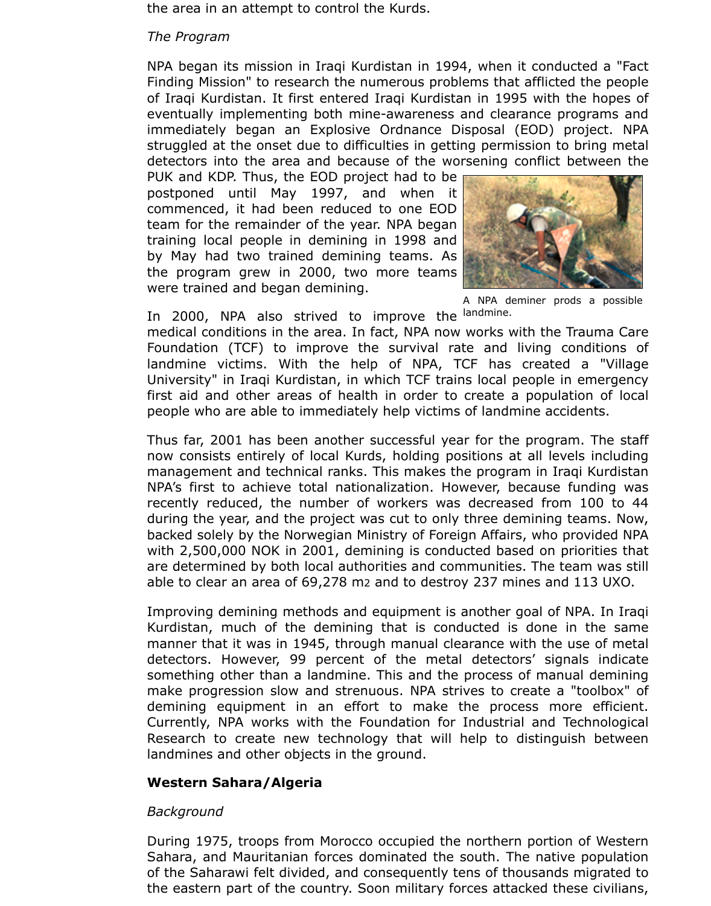the area in an attempt to control the Kurds.

*The Program*

NPA began its mission in Iraqi Kurdistan in 1994, when it conducted a "Fact Finding Mission" to research the numerous problems that afflicted the people of Iraqi Kurdistan. It first entered Iraqi Kurdistan in 1995 with the hopes of eventually implementing both mine-awareness and clearance programs and immediately began an Explosive Ordnance Disposal (EOD) project. NPA struggled at the onset due to difficulties in getting permission to bring metal detectors into the area and because of the worsening conflict between the PUK and KDP. Thus, the EOD project had to be postponed until May 1997, and when it commenced, it had been reduced to one EOD team for the remainder of the year. NPA began training local people in demining in 1998 and by May had two trained demining teams. As the program grew in 2000, two more teams were trained and began demining.

A NPA deminer prods a possible landmine.

In 2000, NPA also strived to improve the medical conditions in the area. In fact, NPA now works with the Trauma Care Foundation (TCF) to improve the survival rate and living conditions of landmine victims. With the help of NPA, TCF has created a "Village University" in Iraqi Kurdistan, in which TCF trains local people in emergency first aid and other areas of health in order to create a population of local people who are able to immediately help victims of landmine accidents.

Thus far, 2001 has been another successful year for the program. The staff now consists entirely of local Kurds, holding positions at all levels including management and technical ranks. This makes the program in Iraqi Kurdistan NPA's first to achieve total nationalization. However, because funding was recently reduced, the number of workers was decreased from 100 to 44 during the year, and the project was cut to only three demining teams. Now, backed solely by the Norwegian Ministry of Foreign Affairs, who provided NPA with 2,500,000 NOK in 2001, demining is conducted based on priorities that are determined by both local authorities and communities. The team was still able to clear an area of 69,278 $m^2$ and to destroy 237 mines and 113 UXO.

Improving demining methods and equipment is another goal of NPA. In Iraqi Kurdistan, much of the demining that is conducted is done in the same manner that it was in 1945, through manual clearance with the use of metal detectors. However, 99 percent of the metal detectors' signals indicate something other than a landmine. This and the process of manual demining make progression slow and strenuous. NPA strives to create a "toolbox" of demining equipment in an effort to make the process more efficient. Currently, NPA works with the Foundation for Industrial and Technological Research to create new technology that will help to distinguish between landmines and other objects in the ground.

## Western Sahara/Algeria

*Background*

During 1975, troops from Morocco occupied the northern portion of Western Sahara, and Mauritanian forces dominated the south. The native population of the Saharawi felt divided, and consequently tens of thousands migrated to the eastern part of the country. Soon military forces attacked these civilians,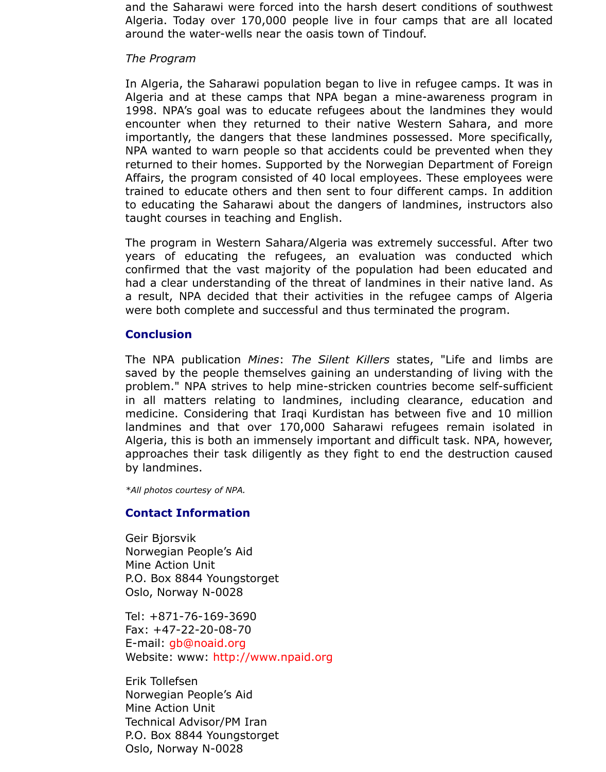and the Saharawi were forced into the harsh desert conditions of southwest Algeria. Today over 170,000 people live in four camps that are all located around the water-wells near the oasis town of Tindouf.

*The Program*

In Algeria, the Saharawi population began to live in refugee camps. It was in Algeria and at these camps that NPA began a mine-awareness program in 1998. NPA's goal was to educate refugees about the landmines they would encounter when they returned to their native Western Sahara, and more importantly, the dangers that these landmines possessed. More specifically, NPA wanted to warn people so that accidents could be prevented when they returned to their homes. Supported by the Norwegian Department of Foreign Affairs, the program consisted of 40 local employees. These employees were trained to educate others and then sent to four different camps. In addition to educating the Saharawi about the dangers of landmines, instructors also taught courses in teaching and English.

The program in Western Sahara/Algeria was extremely successful. After two years of educating the refugees, an evaluation was conducted which confirmed that the vast majority of the population had been educated and had a clear understanding of the threat of landmines in their native land. As a result, NPA decided that their activities in the refugee camps of Algeria were both complete and successful and thus terminated the program.

## Conclusion

The NPA publication *Mines*: *The Silent Killers* states, "Life and limbs are saved by the people themselves gaining an understanding of living with the problem." NPA strives to help mine-stricken countries become self-sufficient in all matters relating to landmines, including clearance, education and medicine. Considering that Iraqi Kurdistan has between five and 10 million landmines and that over 170,000 Saharawi refugees remain isolated in Algeria, this is both an immensely important and difficult task. NPA, however, approaches their task diligently as they fight to end the destruction caused by landmines.

*\*All photos courtesy of NPA.*

## Contact Information

Geir Bjorsvik
Norwegian People's Aid
Mine Action Unit
P.O. Box 8844 Youngstorget
Oslo, Norway N-0028

Tel: +871-76-169-3690
Fax: +47-22-20-08-70
E-mail: gb@noaid.org
Website: www: http://www.npaid.org

Erik Tollefsen
Norwegian People's Aid
Mine Action Unit
Technical Advisor/PM Iran
P.O. Box 8844 Youngstorget
Oslo, Norway N-0028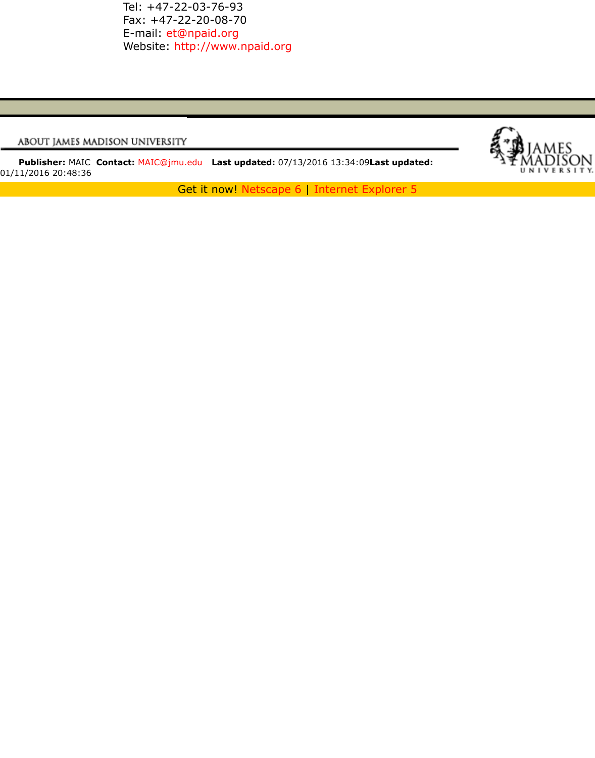Tel: +47-22-03-76-93
Fax: +47-22-20-08-70
E-mail: et@npaid.org
Website: http://www.npaid.org

ABOUT JAMES MADISON UNIVERSITY

**Publisher:** MAIC **Contact:** MAIC@jmu.edu **Last updated:** 07/13/2016 13:34:09**Last updated:** 01/11/2016 20:48:36

Get it now! Netscape 6 | Internet Explorer 5